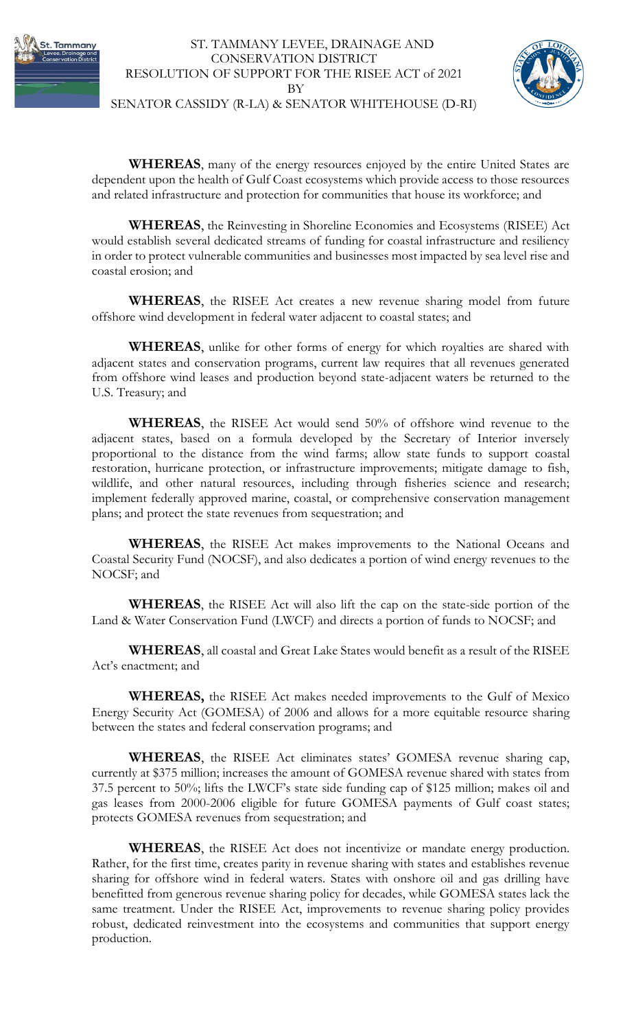# ST. TAMMANY LEVEE, DRAINAGE AND CONSERVATION DISTRICT
## RESOLUTION OF SUPPORT FOR THE RISEE ACT of 2021
## BY
## SENATOR CASSIDY (R-LA) & SENATOR WHITEHOUSE (D-RI)

**WHEREAS**, many of the energy resources enjoyed by the entire United States are dependent upon the health of Gulf Coast ecosystems which provide access to those resources and related infrastructure and protection for communities that house its workforce; and

**WHEREAS**, the Reinvesting in Shoreline Economies and Ecosystems (RISEE) Act would establish several dedicated streams of funding for coastal infrastructure and resiliency in order to protect vulnerable communities and businesses most impacted by sea level rise and coastal erosion; and

**WHEREAS**, the RISEE Act creates a new revenue sharing model from future offshore wind development in federal water adjacent to coastal states; and

**WHEREAS**, unlike for other forms of energy for which royalties are shared with adjacent states and conservation programs, current law requires that all revenues generated from offshore wind leases and production beyond state-adjacent waters be returned to the U.S. Treasury; and

**WHEREAS**, the RISEE Act would send 50% of offshore wind revenue to the adjacent states, based on a formula developed by the Secretary of Interior inversely proportional to the distance from the wind farms; allow state funds to support coastal restoration, hurricane protection, or infrastructure improvements; mitigate damage to fish, wildlife, and other natural resources, including through fisheries science and research; implement federally approved marine, coastal, or comprehensive conservation management plans; and protect the state revenues from sequestration; and

**WHEREAS**, the RISEE Act makes improvements to the National Oceans and Coastal Security Fund (NOCSF), and also dedicates a portion of wind energy revenues to the NOCSF; and

**WHEREAS**, the RISEE Act will also lift the cap on the state-side portion of the Land & Water Conservation Fund (LWCF) and directs a portion of funds to NOCSF; and

**WHEREAS**, all coastal and Great Lake States would benefit as a result of the RISEE Act's enactment; and

**WHEREAS,** the RISEE Act makes needed improvements to the Gulf of Mexico Energy Security Act (GOMESA) of 2006 and allows for a more equitable resource sharing between the states and federal conservation programs; and

**WHEREAS**, the RISEE Act eliminates states' GOMESA revenue sharing cap, currently at $375 million; increases the amount of GOMESA revenue shared with states from 37.5 percent to 50%; lifts the LWCF's state side funding cap of $125 million; makes oil and gas leases from 2000-2006 eligible for future GOMESA payments of Gulf coast states; protects GOMESA revenues from sequestration; and

**WHEREAS**, the RISEE Act does not incentivize or mandate energy production. Rather, for the first time, creates parity in revenue sharing with states and establishes revenue sharing for offshore wind in federal waters. States with onshore oil and gas drilling have benefitted from generous revenue sharing policy for decades, while GOMESA states lack the same treatment. Under the RISEE Act, improvements to revenue sharing policy provides robust, dedicated reinvestment into the ecosystems and communities that support energy production.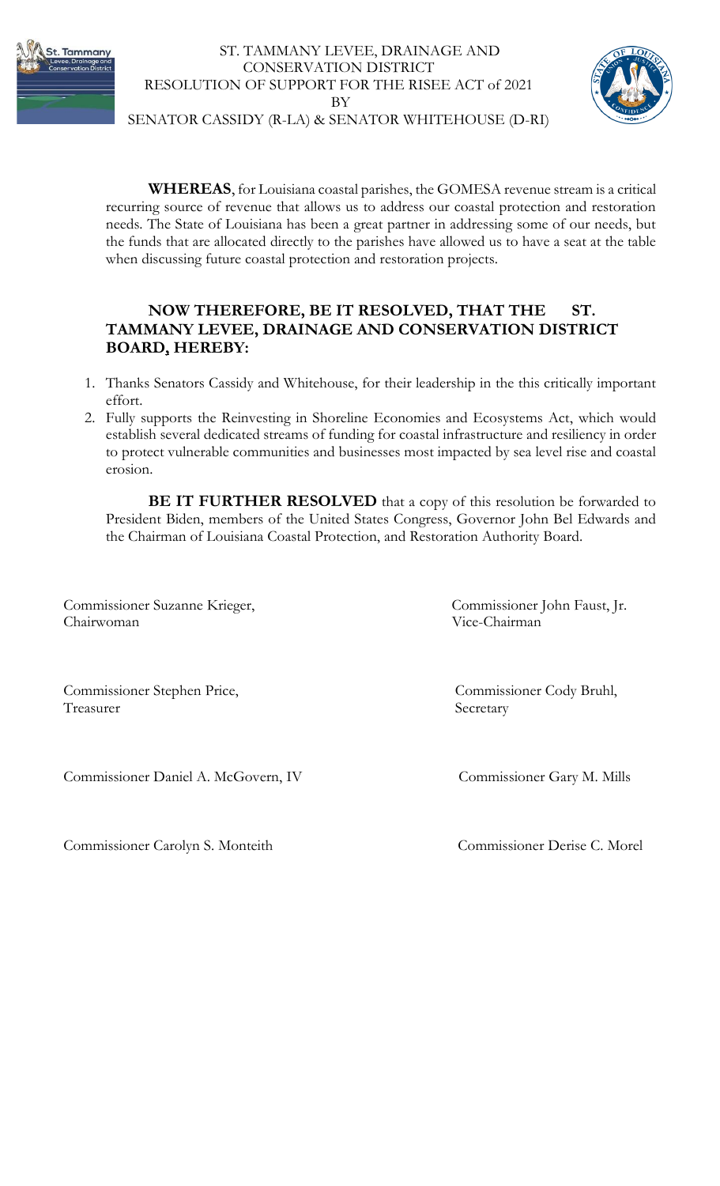ST. TAMMANY LEVEE, DRAINAGE AND CONSERVATION DISTRICT
RESOLUTION OF SUPPORT FOR THE RISEE ACT of 2021
BY
SENATOR CASSIDY (R-LA) & SENATOR WHITEHOUSE (D-RI)

**WHEREAS**, for Louisiana coastal parishes, the GOMESA revenue stream is a critical recurring source of revenue that allows us to address our coastal protection and restoration needs. The State of Louisiana has been a great partner in addressing some of our needs, but the funds that are allocated directly to the parishes have allowed us to have a seat at the table when discussing future coastal protection and restoration projects.

**NOW THEREFORE, BE IT RESOLVED, THAT THE ST. TAMMANY LEVEE, DRAINAGE AND CONSERVATION DISTRICT BOARD, HEREBY:**

1. Thanks Senators Cassidy and Whitehouse, for their leadership in the this critically important effort.
2. Fully supports the Reinvesting in Shoreline Economies and Ecosystems Act, which would establish several dedicated streams of funding for coastal infrastructure and resiliency in order to protect vulnerable communities and businesses most impacted by sea level rise and coastal erosion.

**BE IT FURTHER RESOLVED** that a copy of this resolution be forwarded to President Biden, members of the United States Congress, Governor John Bel Edwards and the Chairman of Louisiana Coastal Protection, and Restoration Authority Board.

Commissioner Suzanne Krieger,
Chairwoman

Commissioner John Faust, Jr.
Vice-Chairman

Commissioner Stephen Price,
Treasurer

Commissioner Cody Bruhl,
Secretary

Commissioner Daniel A. McGovern, IV

Commissioner Gary M. Mills

Commissioner Carolyn S. Monteith

Commissioner Derise C. Morel